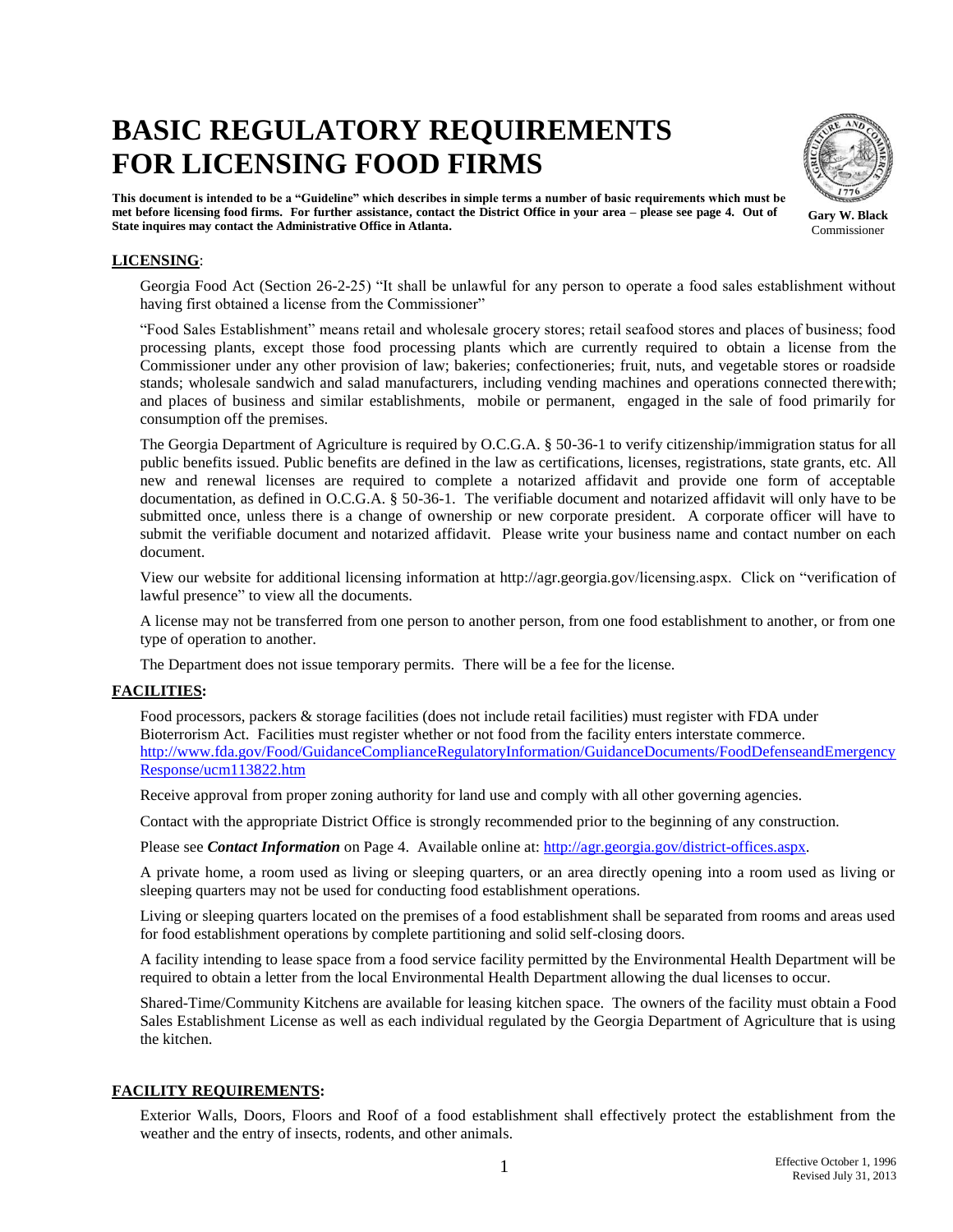# BASIC REGULATORY REQUIREMENTS FOR LICENSING FOOD FIRMS

**This document is intended to be a "Guideline" which describes in simple terms a number of basic requirements which must be met before licensing food firms. For further assistance, contact the District Office in your area – please see page 4. Out of State inquires may contact the Administrative Office in Atlanta.**

**Gary W. Black**
Commissioner

## LICENSING:

Georgia Food Act (Section 26-2-25) "It shall be unlawful for any person to operate a food sales establishment without having first obtained a license from the Commissioner"

"Food Sales Establishment" means retail and wholesale grocery stores; retail seafood stores and places of business; food processing plants, except those food processing plants which are currently required to obtain a license from the Commissioner under any other provision of law; bakeries; confectioneries; fruit, nuts, and vegetable stores or roadside stands; wholesale sandwich and salad manufacturers, including vending machines and operations connected therewith; and places of business and similar establishments, mobile or permanent, engaged in the sale of food primarily for consumption off the premises.

The Georgia Department of Agriculture is required by O.C.G.A. § 50-36-1 to verify citizenship/immigration status for all public benefits issued. Public benefits are defined in the law as certifications, licenses, registrations, state grants, etc. All new and renewal licenses are required to complete a notarized affidavit and provide one form of acceptable documentation, as defined in O.C.G.A. § 50-36-1. The verifiable document and notarized affidavit will only have to be submitted once, unless there is a change of ownership or new corporate president. A corporate officer will have to submit the verifiable document and notarized affidavit. Please write your business name and contact number on each document.

View our website for additional licensing information at http://agr.georgia.gov/licensing.aspx. Click on "verification of lawful presence" to view all the documents.

A license may not be transferred from one person to another person, from one food establishment to another, or from one type of operation to another.

The Department does not issue temporary permits. There will be a fee for the license.

## FACILITIES:

Food processors, packers & storage facilities (does not include retail facilities) must register with FDA under Bioterrorism Act. Facilities must register whether or not food from the facility enters interstate commerce. http://www.fda.gov/Food/GuidanceComplianceRegulatoryInformation/GuidanceDocuments/FoodDefenseandEmergencyResponse/ucm113822.htm

Receive approval from proper zoning authority for land use and comply with all other governing agencies.

Contact with the appropriate District Office is strongly recommended prior to the beginning of any construction.

Please see ***Contact Information*** on Page 4. Available online at: http://agr.georgia.gov/district-offices.aspx.

A private home, a room used as living or sleeping quarters, or an area directly opening into a room used as living or sleeping quarters may not be used for conducting food establishment operations.

Living or sleeping quarters located on the premises of a food establishment shall be separated from rooms and areas used for food establishment operations by complete partitioning and solid self-closing doors.

A facility intending to lease space from a food service facility permitted by the Environmental Health Department will be required to obtain a letter from the local Environmental Health Department allowing the dual licenses to occur.

Shared-Time/Community Kitchens are available for leasing kitchen space. The owners of the facility must obtain a Food Sales Establishment License as well as each individual regulated by the Georgia Department of Agriculture that is using the kitchen.

## FACILITY REQUIREMENTS:

Exterior Walls, Doors, Floors and Roof of a food establishment shall effectively protect the establishment from the weather and the entry of insects, rodents, and other animals.

Effective October 1, 1996
Revised July 31, 2013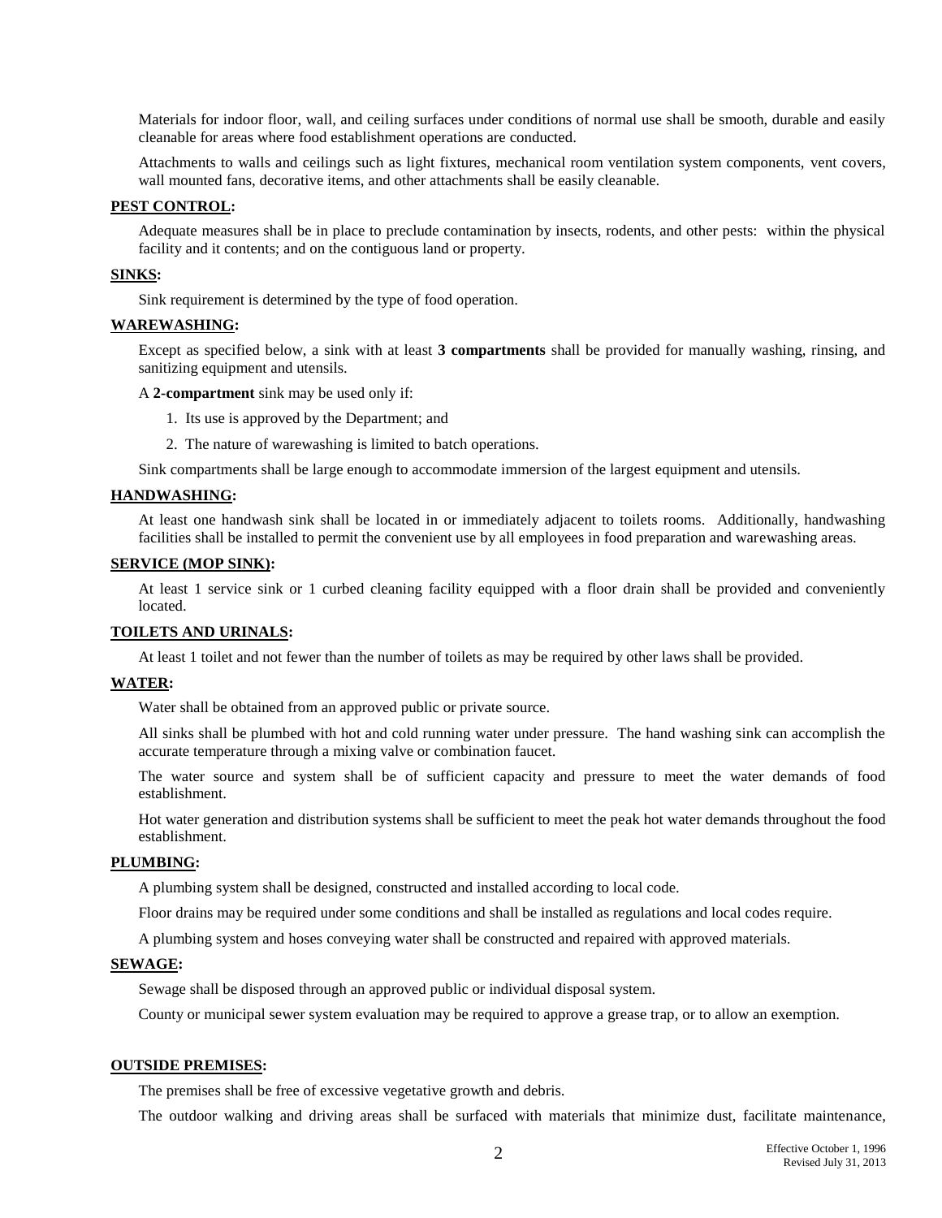Materials for indoor floor, wall, and ceiling surfaces under conditions of normal use shall be smooth, durable and easily cleanable for areas where food establishment operations are conducted.

Attachments to walls and ceilings such as light fixtures, mechanical room ventilation system components, vent covers, wall mounted fans, decorative items, and other attachments shall be easily cleanable.

**PEST CONTROL:**

Adequate measures shall be in place to preclude contamination by insects, rodents, and other pests: within the physical facility and it contents; and on the contiguous land or property.

**SINKS:**

Sink requirement is determined by the type of food operation.

**WAREWASHING:**

Except as specified below, a sink with at least **3 compartments** shall be provided for manually washing, rinsing, and sanitizing equipment and utensils.

A **2-compartment** sink may be used only if:

1. Its use is approved by the Department; and
2. The nature of warewashing is limited to batch operations.

Sink compartments shall be large enough to accommodate immersion of the largest equipment and utensils.

**HANDWASHING:**

At least one handwash sink shall be located in or immediately adjacent to toilets rooms. Additionally, handwashing facilities shall be installed to permit the convenient use by all employees in food preparation and warewashing areas.

**SERVICE (MOP SINK):**

At least 1 service sink or 1 curbed cleaning facility equipped with a floor drain shall be provided and conveniently located.

**TOILETS AND URINALS:**

At least 1 toilet and not fewer than the number of toilets as may be required by other laws shall be provided.

**WATER:**

Water shall be obtained from an approved public or private source.

All sinks shall be plumbed with hot and cold running water under pressure. The hand washing sink can accomplish the accurate temperature through a mixing valve or combination faucet.

The water source and system shall be of sufficient capacity and pressure to meet the water demands of food establishment.

Hot water generation and distribution systems shall be sufficient to meet the peak hot water demands throughout the food establishment.

**PLUMBING:**

A plumbing system shall be designed, constructed and installed according to local code.

Floor drains may be required under some conditions and shall be installed as regulations and local codes require.

A plumbing system and hoses conveying water shall be constructed and repaired with approved materials.

**SEWAGE:**

Sewage shall be disposed through an approved public or individual disposal system.

County or municipal sewer system evaluation may be required to approve a grease trap, or to allow an exemption.

**OUTSIDE PREMISES:**

The premises shall be free of excessive vegetative growth and debris.

The outdoor walking and driving areas shall be surfaced with materials that minimize dust, facilitate maintenance,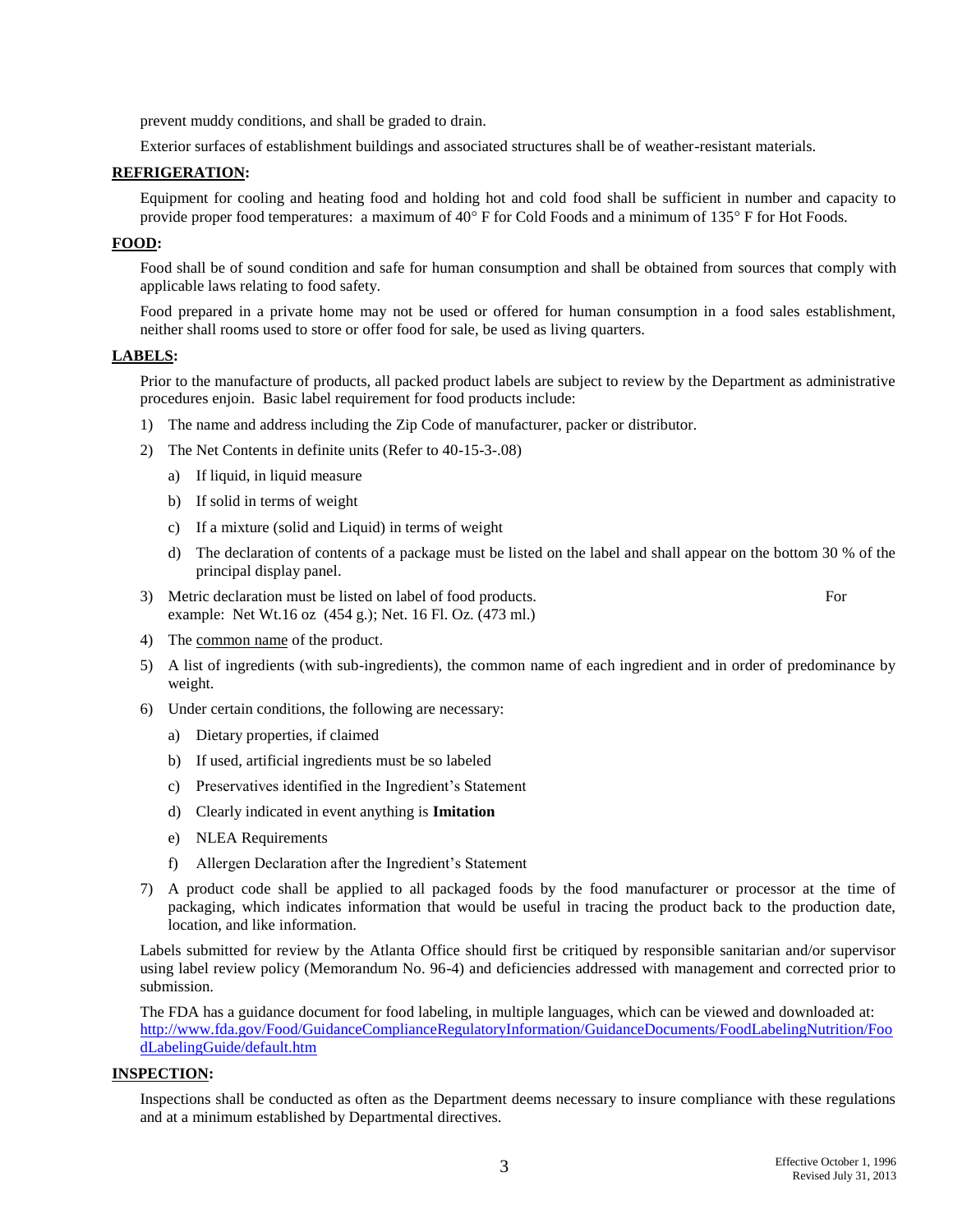prevent muddy conditions, and shall be graded to drain.

Exterior surfaces of establishment buildings and associated structures shall be of weather-resistant materials.

**REFRIGERATION:**

Equipment for cooling and heating food and holding hot and cold food shall be sufficient in number and capacity to provide proper food temperatures: a maximum of 40° F for Cold Foods and a minimum of 135° F for Hot Foods.

**FOOD:**

Food shall be of sound condition and safe for human consumption and shall be obtained from sources that comply with applicable laws relating to food safety.

Food prepared in a private home may not be used or offered for human consumption in a food sales establishment, neither shall rooms used to store or offer food for sale, be used as living quarters.

**LABELS:**

Prior to the manufacture of products, all packed product labels are subject to review by the Department as administrative procedures enjoin. Basic label requirement for food products include:

1) The name and address including the Zip Code of manufacturer, packer or distributor.
2) The Net Contents in definite units (Refer to 40-15-3-.08)
   a) If liquid, in liquid measure
   b) If solid in terms of weight
   c) If a mixture (solid and Liquid) in terms of weight
   d) The declaration of contents of a package must be listed on the label and shall appear on the bottom 30 % of the principal display panel.
3) Metric declaration must be listed on label of food products. For example: Net Wt.16 oz (454 g.); Net. 16 Fl. Oz. (473 ml.)
4) The common name of the product.
5) A list of ingredients (with sub-ingredients), the common name of each ingredient and in order of predominance by weight.
6) Under certain conditions, the following are necessary:
   a) Dietary properties, if claimed
   b) If used, artificial ingredients must be so labeled
   c) Preservatives identified in the Ingredient's Statement
   d) Clearly indicated in event anything is **Imitation**
   e) NLEA Requirements
   f) Allergen Declaration after the Ingredient's Statement
7) A product code shall be applied to all packaged foods by the food manufacturer or processor at the time of packaging, which indicates information that would be useful in tracing the product back to the production date, location, and like information.

Labels submitted for review by the Atlanta Office should first be critiqued by responsible sanitarian and/or supervisor using label review policy (Memorandum No. 96-4) and deficiencies addressed with management and corrected prior to submission.

The FDA has a guidance document for food labeling, in multiple languages, which can be viewed and downloaded at: http://www.fda.gov/Food/GuidanceComplianceRegulatoryInformation/GuidanceDocuments/FoodLabelingNutrition/FoodLabelingGuide/default.htm

**INSPECTION:**

Inspections shall be conducted as often as the Department deems necessary to insure compliance with these regulations and at a minimum established by Departmental directives.

Effective October 1, 1996
Revised July 31, 2013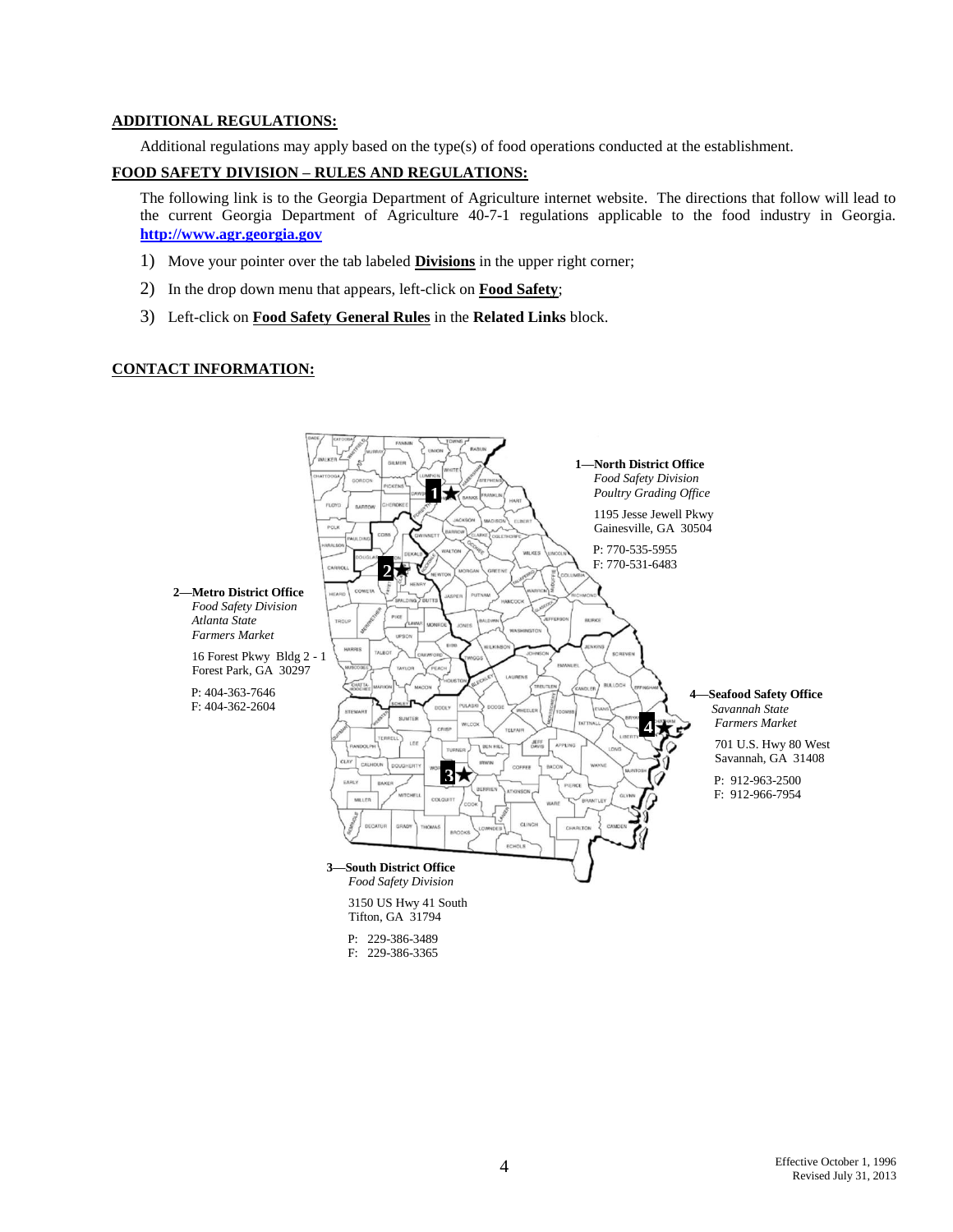## ADDITIONAL REGULATIONS:

Additional regulations may apply based on the type(s) of food operations conducted at the establishment.

## FOOD SAFETY DIVISION – RULES AND REGULATIONS:

The following link is to the Georgia Department of Agriculture internet website. The directions that follow will lead to the current Georgia Department of Agriculture 40-7-1 regulations applicable to the food industry in Georgia. **http://www.agr.georgia.gov**

1) Move your pointer over the tab labeled **Divisions** in the upper right corner;
2) In the drop down menu that appears, left-click on **Food Safety**;
3) Left-click on **Food Safety General Rules** in the **Related Links** block.

## CONTACT INFORMATION:

**1—North District Office**
*Food Safety Division*
*Poultry Grading Office*

1195 Jesse Jewell Pkwy
Gainesville, GA 30504

P: 770-535-5955
F: 770-531-6483

**2—Metro District Office**
*Food Safety Division*
*Atlanta State*
*Farmers Market*

16 Forest Pkwy Bldg 2 - 1
Forest Park, GA 30297

P: 404-363-7646
F: 404-362-2604

**3—South District Office**
*Food Safety Division*

3150 US Hwy 41 South
Tifton, GA 31794

P: 229-386-3489
F: 229-386-3365

**4—Seafood Safety Office**
*Savannah State*
*Farmers Market*

701 U.S. Hwy 80 West
Savannah, GA 31408

P: 912-963-2500
F: 912-966-7954

Effective October 1, 1996
Revised July 31, 2013